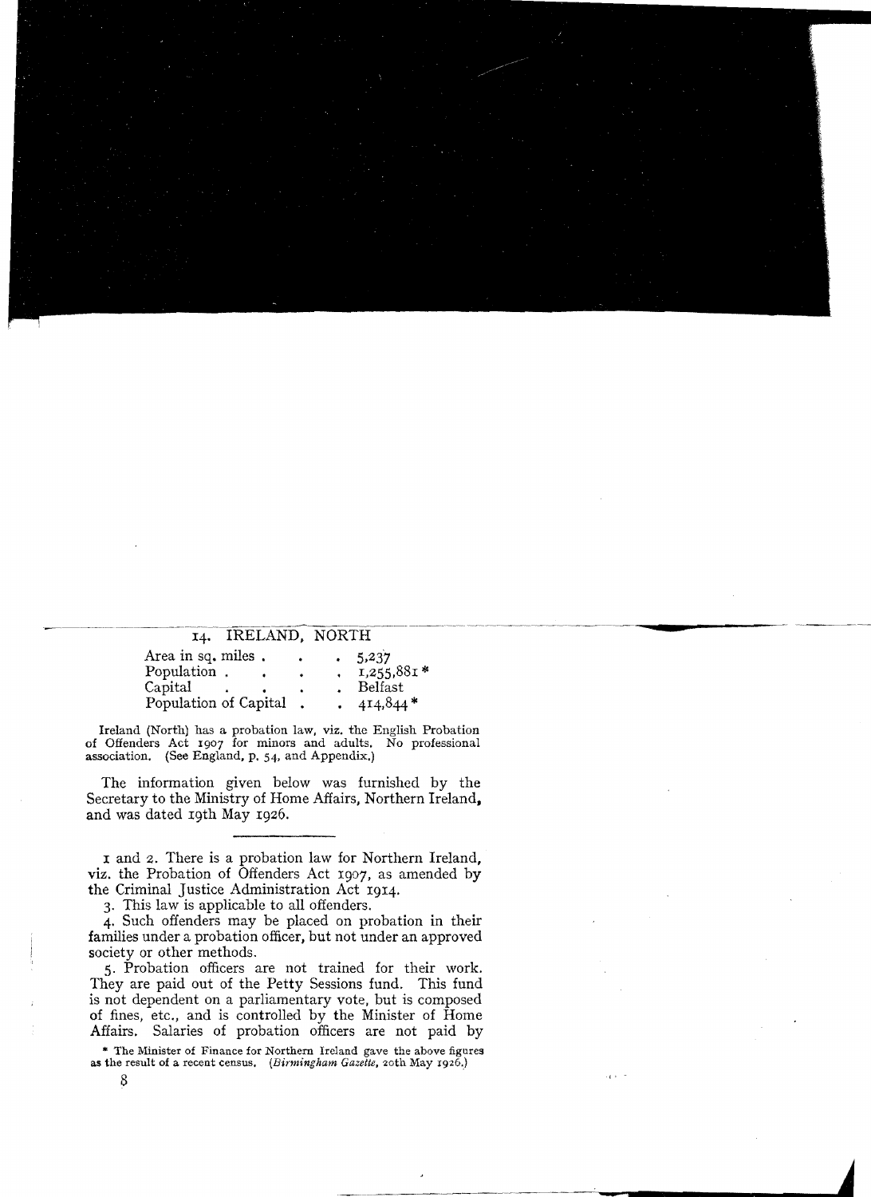## 14. IRELAND, NORTH

| | |
|---|---|
| Area in sq. miles | 5,237 |
| Population | 1,255,881 * |
| Capital | Belfast |
| Population of Capital | 414,844 * |

Ireland (North) has a probation law, viz. the English Probation of Offenders Act 1907 for minors and adults. No professional association. (See England, p. 54, and Appendix.)

The information given below was furnished by the Secretary to the Ministry of Home Affairs, Northern Ireland, and was dated 19th May 1926.

---

1 and 2. There is a probation law for Northern Ireland, viz. the Probation of Offenders Act 1907, as amended by the Criminal Justice Administration Act 1914.

3. This law is applicable to all offenders.

4. Such offenders may be placed on probation in their families under a probation officer, but not under an approved society or other methods.

5. Probation officers are not trained for their work. They are paid out of the Petty Sessions fund. This fund is not dependent on a parliamentary vote, but is composed of fines, etc., and is controlled by the Minister of Home Affairs. Salaries of probation officers are not paid by

\* The Minister of Finance for Northern Ireland gave the above figures as the result of a recent census. (*Birmingham Gazette*, 20th May 1926.)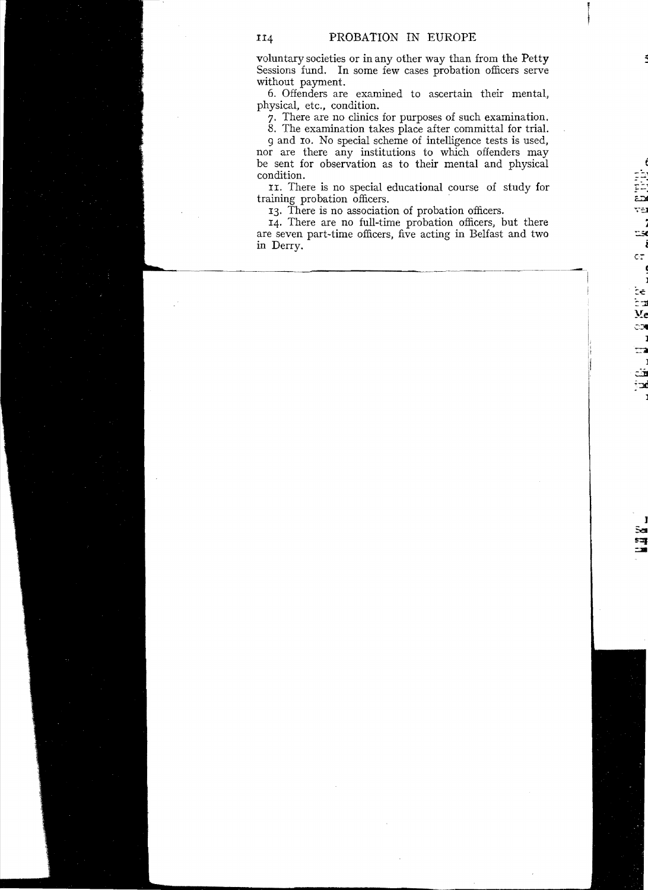voluntary societies or in any other way than from the Petty Sessions fund. In some few cases probation officers serve without payment.

6. Offenders are examined to ascertain their mental, physical, etc., condition.

7. There are no clinics for purposes of such examination.

8. The examination takes place after committal for trial.

9 and 10. No special scheme of intelligence tests is used, nor are there any institutions to which offenders may be sent for observation as to their mental and physical condition.

11. There is no special educational course of study for training probation officers.

13. There is no association of probation officers.

14. There are no full-time probation officers, but there are seven part-time officers, five acting in Belfast and two in Derry.